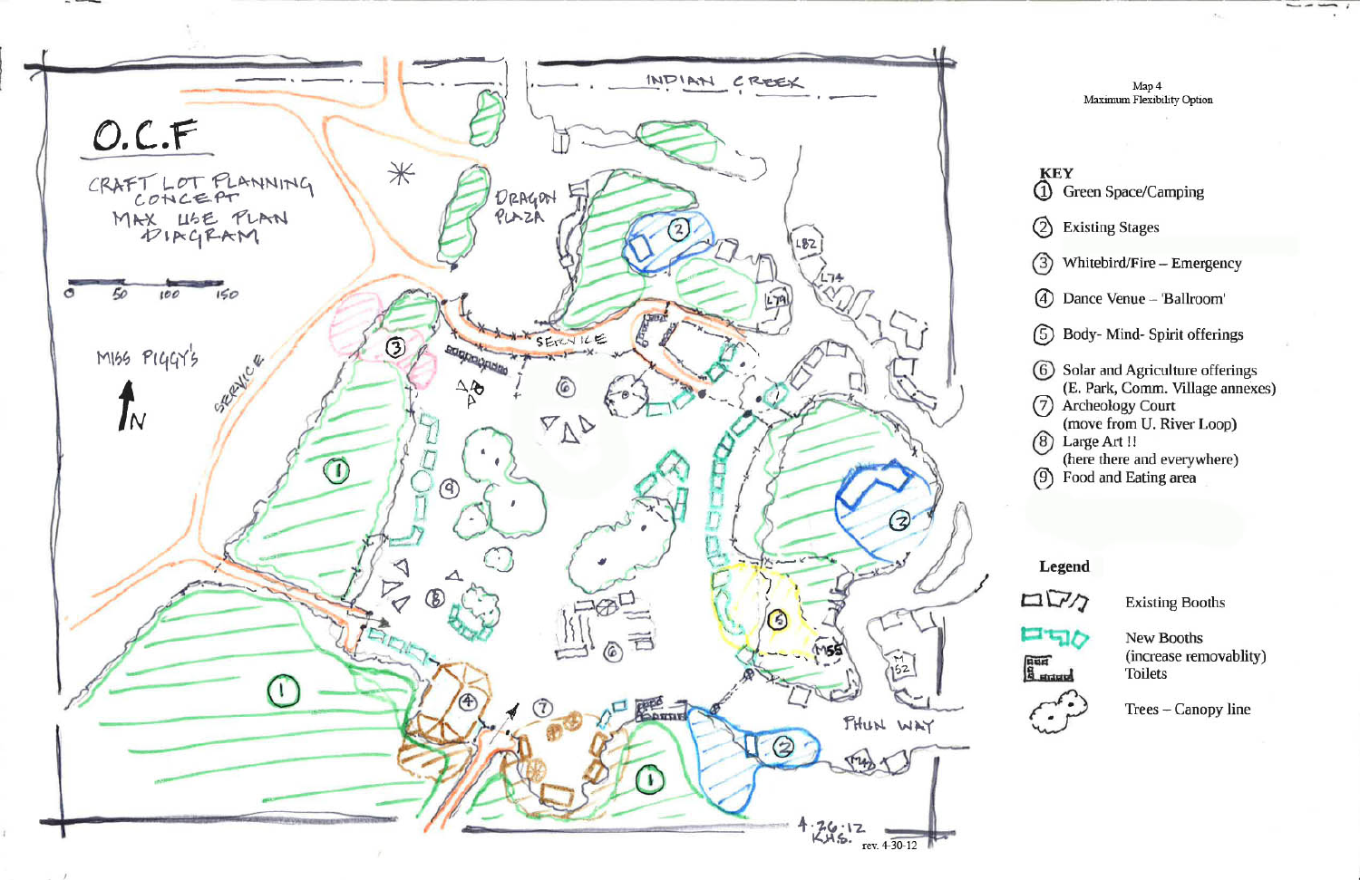# O.C.F

CRAFT LOT PLANNING CONCEPT
MAX USE PLAN DIAGRAM

0 50 100 150

MISS PIGGY'S

N

INDIAN CREEK

DRAGON PLAZA

SERVICE

SERVICE

PHUN WAY

L82 L74 L79 M55 M52 M45

4-26-12
KHS. rev. 4-30-12

Map 4
Maximum Flexibility Option

**KEY**

1. Green Space/Camping
2. Existing Stages
3. Whitebird/Fire – Emergency
4. Dance Venue – 'Ballroom'
5. Body- Mind- Spirit offerings
6. Solar and Agriculture offerings (E. Park, Comm. Village annexes)
7. Archeology Court (move from U. River Loop)
8. Large Art !! (here there and everywhere)
9. Food and Eating area

**Legend**

- Existing Booths
- New Booths (increase removablity)
- Toilets
- Trees – Canopy line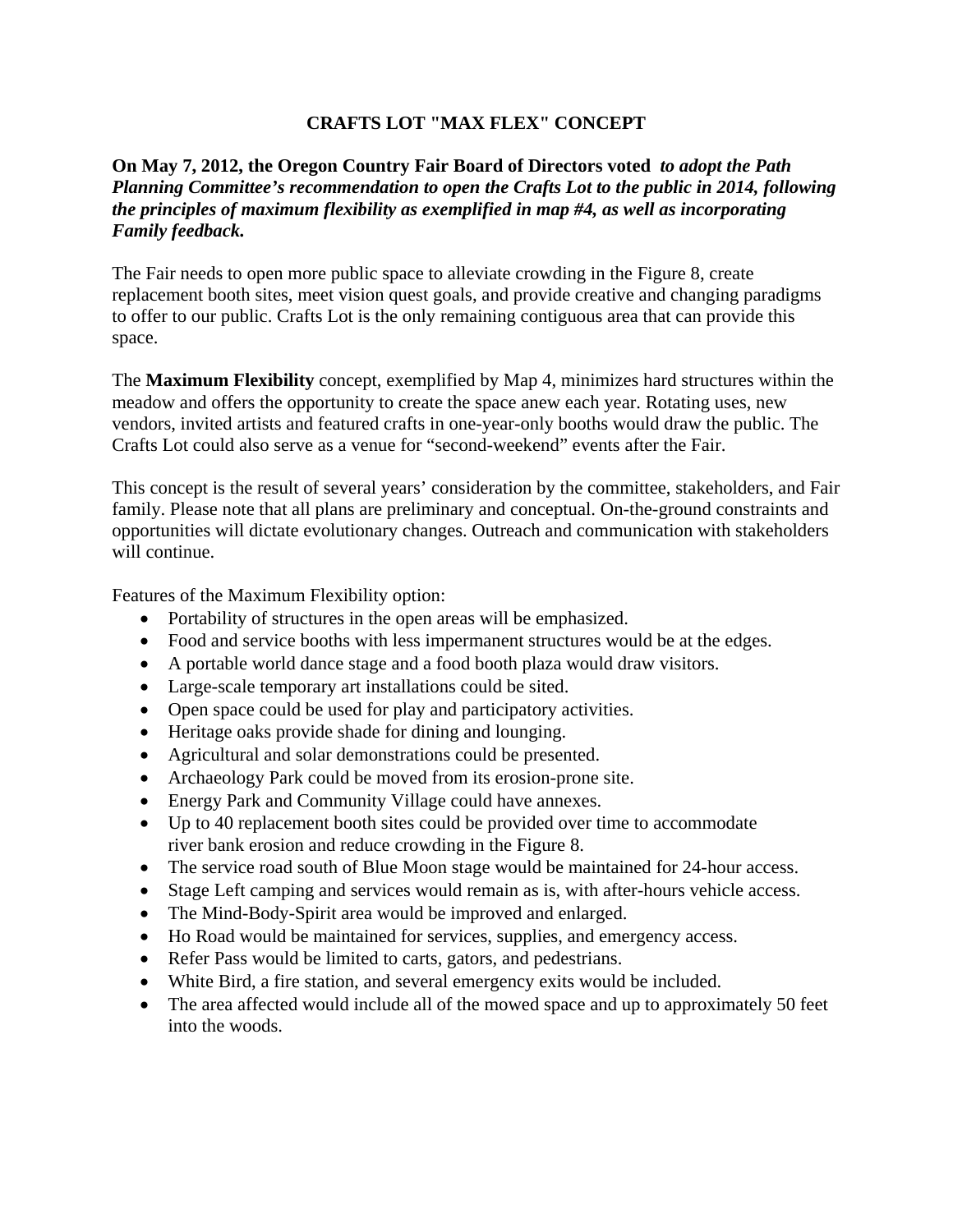# CRAFTS LOT "MAX FLEX" CONCEPT

**On May 7, 2012, the Oregon Country Fair Board of Directors voted** ***to adopt the Path Planning Committee's recommendation to open the Crafts Lot to the public in 2014, following the principles of maximum flexibility as exemplified in map #4, as well as incorporating Family feedback.***

The Fair needs to open more public space to alleviate crowding in the Figure 8, create replacement booth sites, meet vision quest goals, and provide creative and changing paradigms to offer to our public. Crafts Lot is the only remaining contiguous area that can provide this space.

The **Maximum Flexibility** concept, exemplified by Map 4, minimizes hard structures within the meadow and offers the opportunity to create the space anew each year. Rotating uses, new vendors, invited artists and featured crafts in one-year-only booths would draw the public. The Crafts Lot could also serve as a venue for "second-weekend" events after the Fair.

This concept is the result of several years' consideration by the committee, stakeholders, and Fair family. Please note that all plans are preliminary and conceptual. On-the-ground constraints and opportunities will dictate evolutionary changes. Outreach and communication with stakeholders will continue.

Features of the Maximum Flexibility option:

- Portability of structures in the open areas will be emphasized.
- Food and service booths with less impermanent structures would be at the edges.
- A portable world dance stage and a food booth plaza would draw visitors.
- Large-scale temporary art installations could be sited.
- Open space could be used for play and participatory activities.
- Heritage oaks provide shade for dining and lounging.
- Agricultural and solar demonstrations could be presented.
- Archaeology Park could be moved from its erosion-prone site.
- Energy Park and Community Village could have annexes.
- Up to 40 replacement booth sites could be provided over time to accommodate river bank erosion and reduce crowding in the Figure 8.
- The service road south of Blue Moon stage would be maintained for 24-hour access.
- Stage Left camping and services would remain as is, with after-hours vehicle access.
- The Mind-Body-Spirit area would be improved and enlarged.
- Ho Road would be maintained for services, supplies, and emergency access.
- Refer Pass would be limited to carts, gators, and pedestrians.
- White Bird, a fire station, and several emergency exits would be included.
- The area affected would include all of the mowed space and up to approximately 50 feet into the woods.